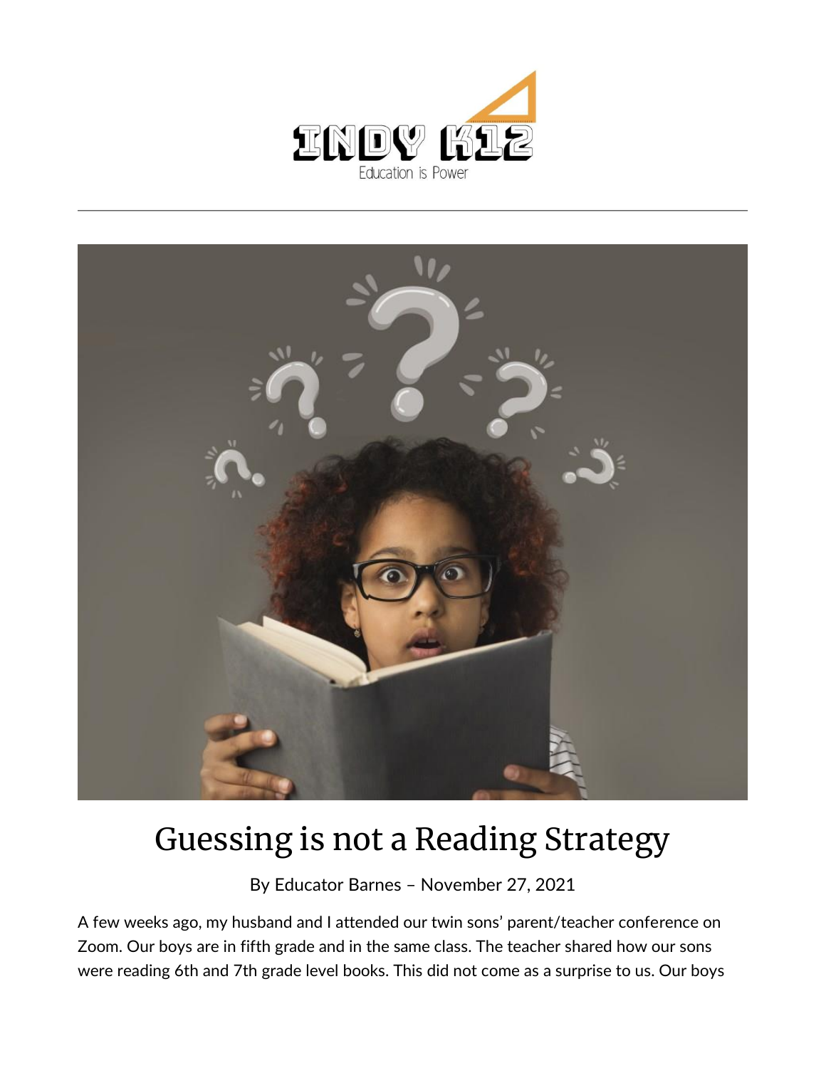INDY K12

Education is Power

# Guessing is not a Reading Strategy

By Educator Barnes – November 27, 2021

A few weeks ago, my husband and I attended our twin sons' parent/teacher conference on Zoom. Our boys are in fifth grade and in the same class. The teacher shared how our sons were reading 6th and 7th grade level books. This did not come as a surprise to us. Our boys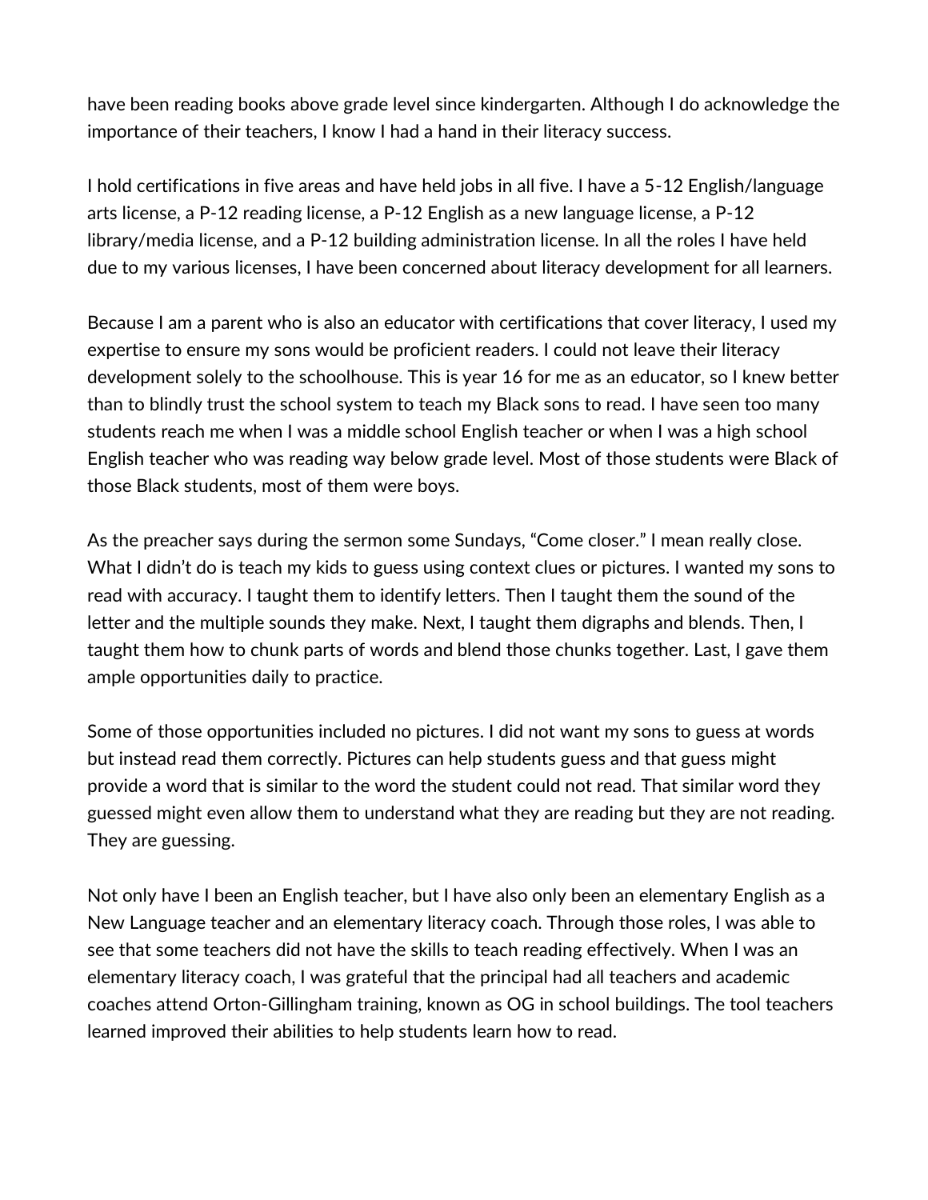have been reading books above grade level since kindergarten. Although I do acknowledge the importance of their teachers, I know I had a hand in their literacy success.

I hold certifications in five areas and have held jobs in all five. I have a 5-12 English/language arts license, a P-12 reading license, a P-12 English as a new language license, a P-12 library/media license, and a P-12 building administration license. In all the roles I have held due to my various licenses, I have been concerned about literacy development for all learners.

Because I am a parent who is also an educator with certifications that cover literacy, I used my expertise to ensure my sons would be proficient readers. I could not leave their literacy development solely to the schoolhouse. This is year 16 for me as an educator, so I knew better than to blindly trust the school system to teach my Black sons to read. I have seen too many students reach me when I was a middle school English teacher or when I was a high school English teacher who was reading way below grade level. Most of those students were Black of those Black students, most of them were boys.

As the preacher says during the sermon some Sundays, "Come closer." I mean really close. What I didn't do is teach my kids to guess using context clues or pictures. I wanted my sons to read with accuracy. I taught them to identify letters. Then I taught them the sound of the letter and the multiple sounds they make. Next, I taught them digraphs and blends. Then, I taught them how to chunk parts of words and blend those chunks together. Last, I gave them ample opportunities daily to practice.

Some of those opportunities included no pictures. I did not want my sons to guess at words but instead read them correctly. Pictures can help students guess and that guess might provide a word that is similar to the word the student could not read. That similar word they guessed might even allow them to understand what they are reading but they are not reading. They are guessing.

Not only have I been an English teacher, but I have also only been an elementary English as a New Language teacher and an elementary literacy coach. Through those roles, I was able to see that some teachers did not have the skills to teach reading effectively. When I was an elementary literacy coach, I was grateful that the principal had all teachers and academic coaches attend Orton-Gillingham training, known as OG in school buildings. The tool teachers learned improved their abilities to help students learn how to read.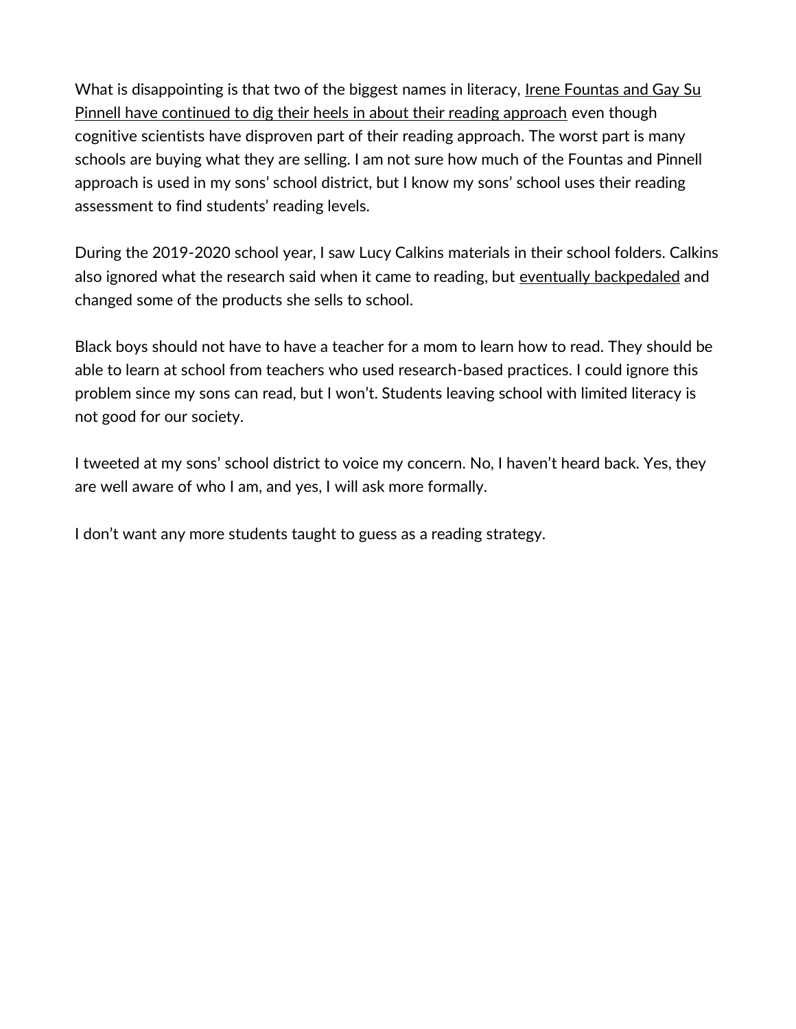What is disappointing is that two of the biggest names in literacy, Irene Fountas and Gay Su Pinnell have continued to dig their heels in about their reading approach even though cognitive scientists have disproven part of their reading approach. The worst part is many schools are buying what they are selling. I am not sure how much of the Fountas and Pinnell approach is used in my sons' school district, but I know my sons' school uses their reading assessment to find students' reading levels.

During the 2019-2020 school year, I saw Lucy Calkins materials in their school folders. Calkins also ignored what the research said when it came to reading, but eventually backpedaled and changed some of the products she sells to school.

Black boys should not have to have a teacher for a mom to learn how to read. They should be able to learn at school from teachers who used research-based practices. I could ignore this problem since my sons can read, but I won't. Students leaving school with limited literacy is not good for our society.

I tweeted at my sons' school district to voice my concern. No, I haven't heard back. Yes, they are well aware of who I am, and yes, I will ask more formally.

I don't want any more students taught to guess as a reading strategy.